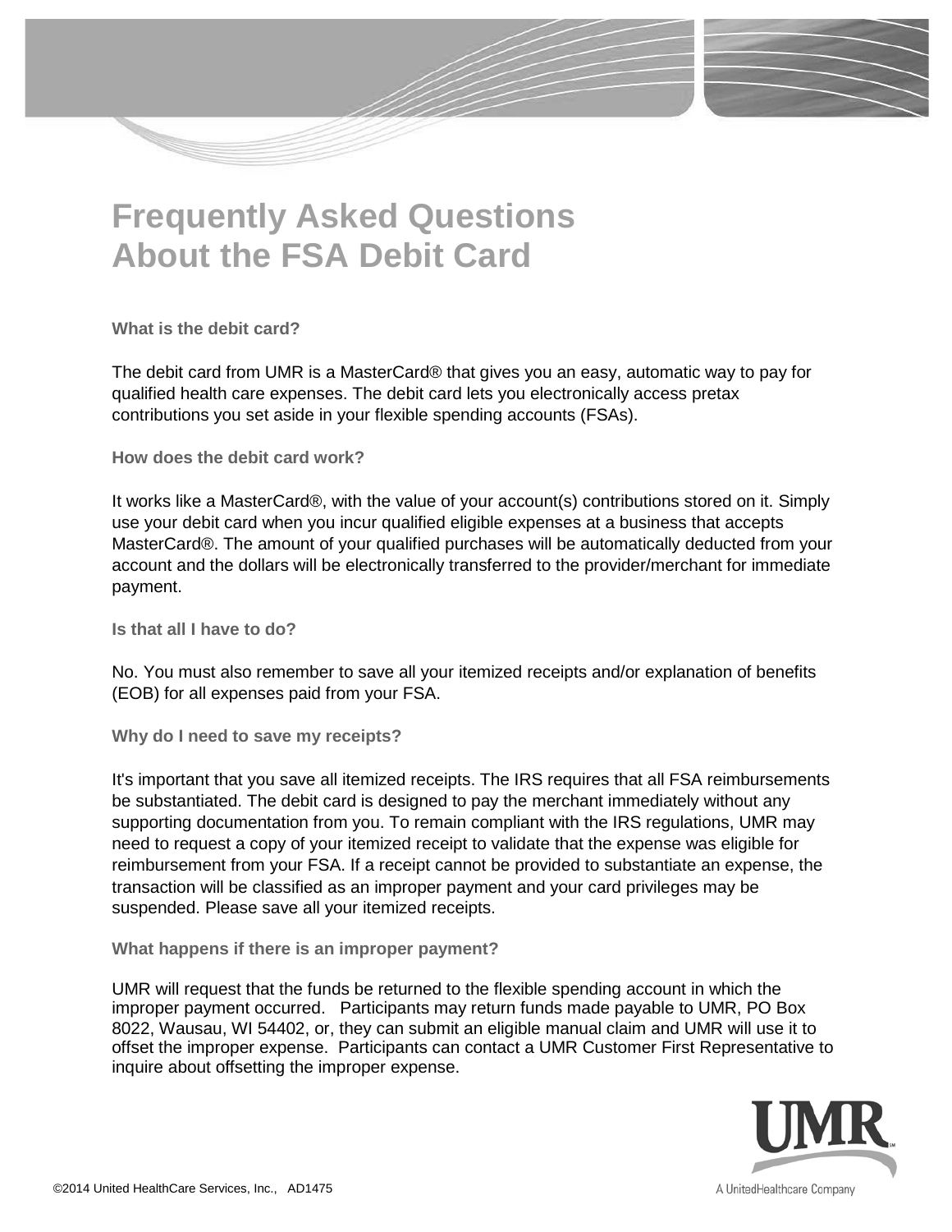# Frequently Asked Questions About the FSA Debit Card

### What is the debit card?

The debit card from UMR is a MasterCard® that gives you an easy, automatic way to pay for qualified health care expenses. The debit card lets you electronically access pretax contributions you set aside in your flexible spending accounts (FSAs).

### How does the debit card work?

It works like a MasterCard®, with the value of your account(s) contributions stored on it. Simply use your debit card when you incur qualified eligible expenses at a business that accepts MasterCard®. The amount of your qualified purchases will be automatically deducted from your account and the dollars will be electronically transferred to the provider/merchant for immediate payment.

### Is that all I have to do?

No. You must also remember to save all your itemized receipts and/or explanation of benefits (EOB) for all expenses paid from your FSA.

### Why do I need to save my receipts?

It's important that you save all itemized receipts. The IRS requires that all FSA reimbursements be substantiated. The debit card is designed to pay the merchant immediately without any supporting documentation from you. To remain compliant with the IRS regulations, UMR may need to request a copy of your itemized receipt to validate that the expense was eligible for reimbursement from your FSA. If a receipt cannot be provided to substantiate an expense, the transaction will be classified as an improper payment and your card privileges may be suspended. Please save all your itemized receipts.

### What happens if there is an improper payment?

UMR will request that the funds be returned to the flexible spending account in which the improper payment occurred. Participants may return funds made payable to UMR, PO Box 8022, Wausau, WI 54402, or, they can submit an eligible manual claim and UMR will use it to offset the improper expense. Participants can contact a UMR Customer First Representative to inquire about offsetting the improper expense.

©2014 United HealthCare Services, Inc., AD1475

UMR
A UnitedHealthcare Company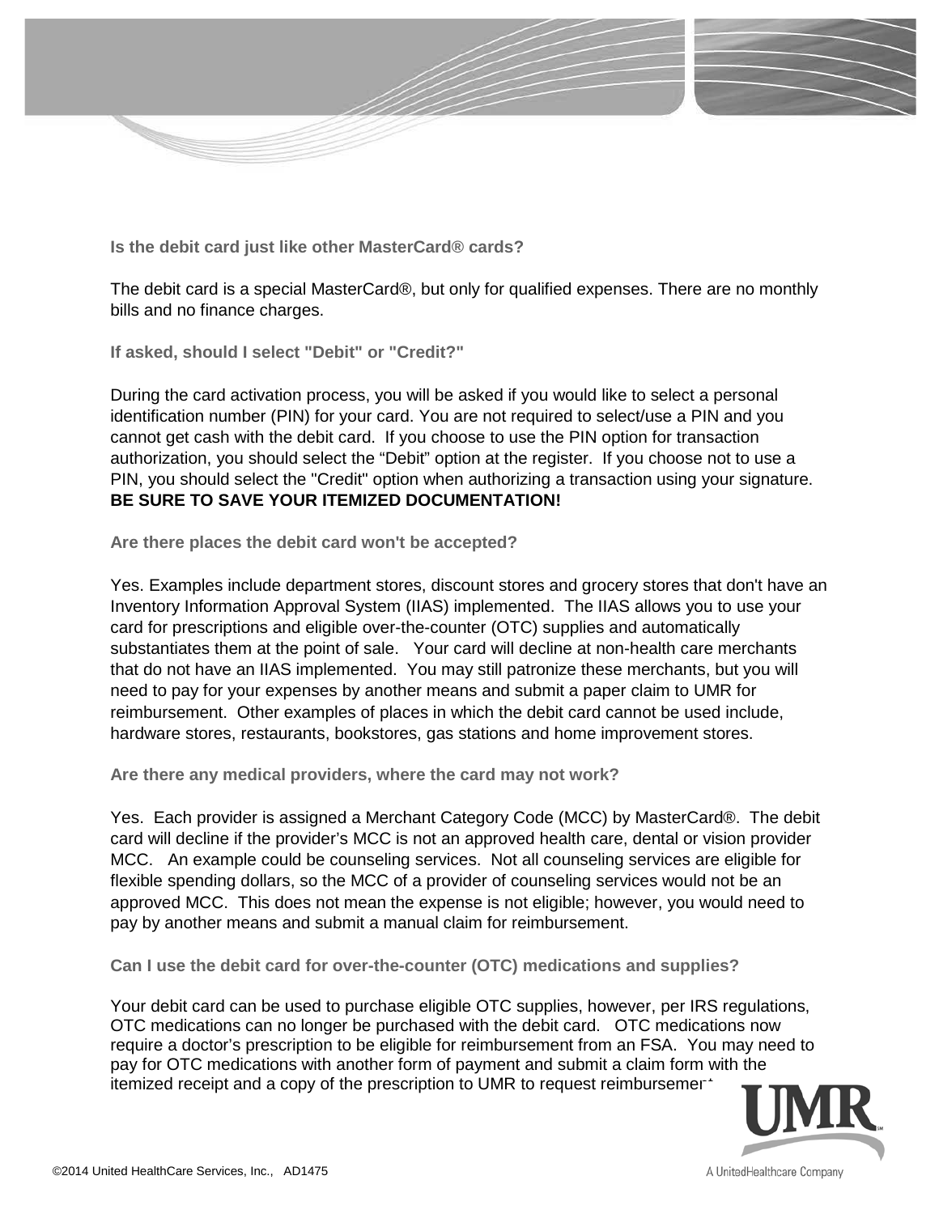### Is the debit card just like other MasterCard® cards?

The debit card is a special MasterCard®, but only for qualified expenses. There are no monthly bills and no finance charges.

### If asked, should I select "Debit" or "Credit?"

During the card activation process, you will be asked if you would like to select a personal identification number (PIN) for your card. You are not required to select/use a PIN and you cannot get cash with the debit card. If you choose to use the PIN option for transaction authorization, you should select the "Debit" option at the register. If you choose not to use a PIN, you should select the "Credit" option when authorizing a transaction using your signature. **BE SURE TO SAVE YOUR ITEMIZED DOCUMENTATION!**

### Are there places the debit card won't be accepted?

Yes. Examples include department stores, discount stores and grocery stores that don't have an Inventory Information Approval System (IIAS) implemented. The IIAS allows you to use your card for prescriptions and eligible over-the-counter (OTC) supplies and automatically substantiates them at the point of sale. Your card will decline at non-health care merchants that do not have an IIAS implemented. You may still patronize these merchants, but you will need to pay for your expenses by another means and submit a paper claim to UMR for reimbursement. Other examples of places in which the debit card cannot be used include, hardware stores, restaurants, bookstores, gas stations and home improvement stores.

### Are there any medical providers, where the card may not work?

Yes. Each provider is assigned a Merchant Category Code (MCC) by MasterCard®. The debit card will decline if the provider's MCC is not an approved health care, dental or vision provider MCC. An example could be counseling services. Not all counseling services are eligible for flexible spending dollars, so the MCC of a provider of counseling services would not be an approved MCC. This does not mean the expense is not eligible; however, you would need to pay by another means and submit a manual claim for reimbursement.

### Can I use the debit card for over-the-counter (OTC) medications and supplies?

Your debit card can be used to purchase eligible OTC supplies, however, per IRS regulations, OTC medications can no longer be purchased with the debit card. OTC medications now require a doctor's prescription to be eligible for reimbursement from an FSA. You may need to pay for OTC medications with another form of payment and submit a claim form with the itemized receipt and a copy of the prescription to UMR to request reimbursement.

©2014 United HealthCare Services, Inc., AD1475

UMR

A UnitedHealthcare Company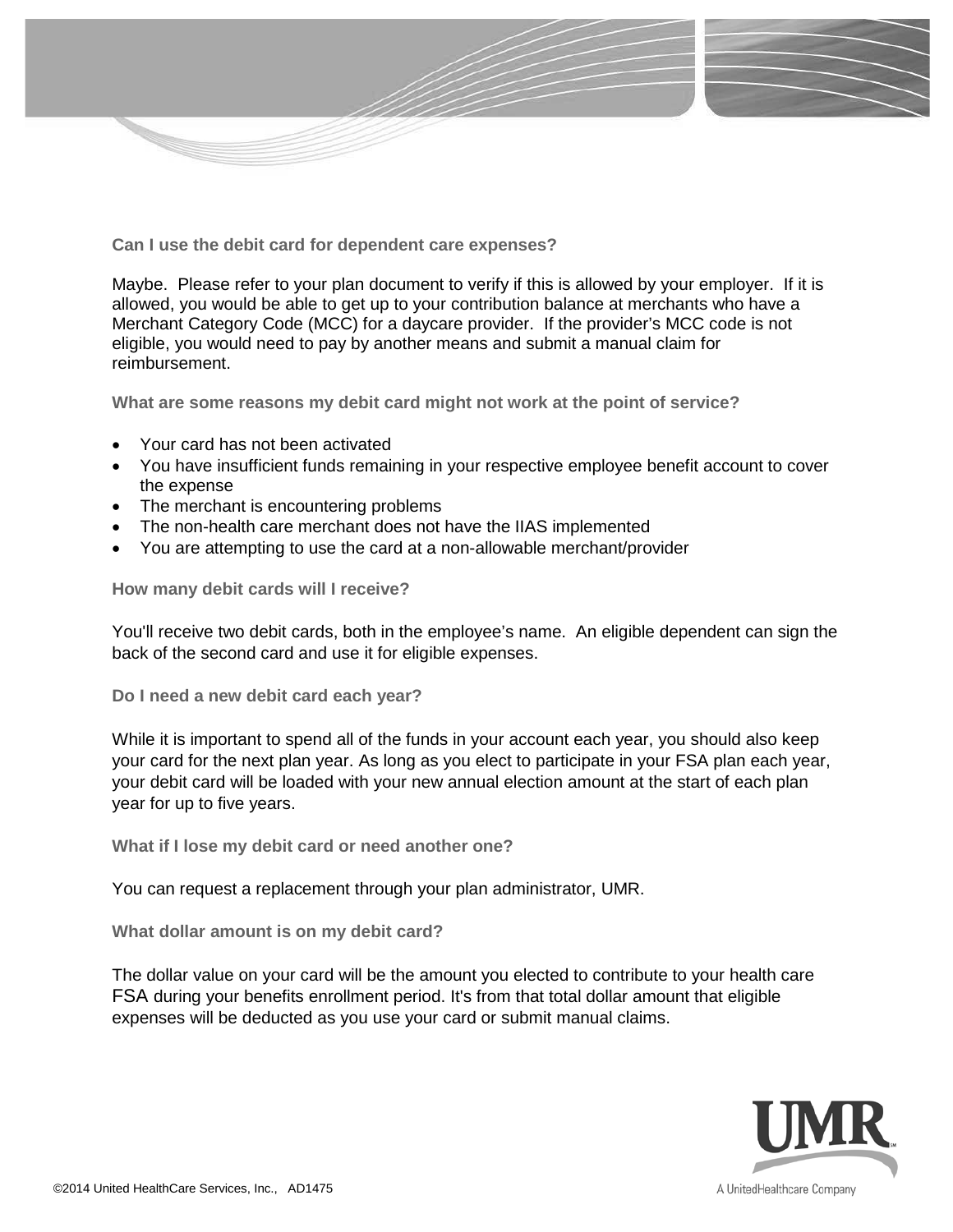### Can I use the debit card for dependent care expenses?

Maybe. Please refer to your plan document to verify if this is allowed by your employer. If it is allowed, you would be able to get up to your contribution balance at merchants who have a Merchant Category Code (MCC) for a daycare provider. If the provider's MCC code is not eligible, you would need to pay by another means and submit a manual claim for reimbursement.

### What are some reasons my debit card might not work at the point of service?

- Your card has not been activated
- You have insufficient funds remaining in your respective employee benefit account to cover the expense
- The merchant is encountering problems
- The non-health care merchant does not have the IIAS implemented
- You are attempting to use the card at a non-allowable merchant/provider

### How many debit cards will I receive?

You'll receive two debit cards, both in the employee's name. An eligible dependent can sign the back of the second card and use it for eligible expenses.

### Do I need a new debit card each year?

While it is important to spend all of the funds in your account each year, you should also keep your card for the next plan year. As long as you elect to participate in your FSA plan each year, your debit card will be loaded with your new annual election amount at the start of each plan year for up to five years.

### What if I lose my debit card or need another one?

You can request a replacement through your plan administrator, UMR.

### What dollar amount is on my debit card?

The dollar value on your card will be the amount you elected to contribute to your health care FSA during your benefits enrollment period. It's from that total dollar amount that eligible expenses will be deducted as you use your card or submit manual claims.

©2014 United HealthCare Services, Inc., AD1475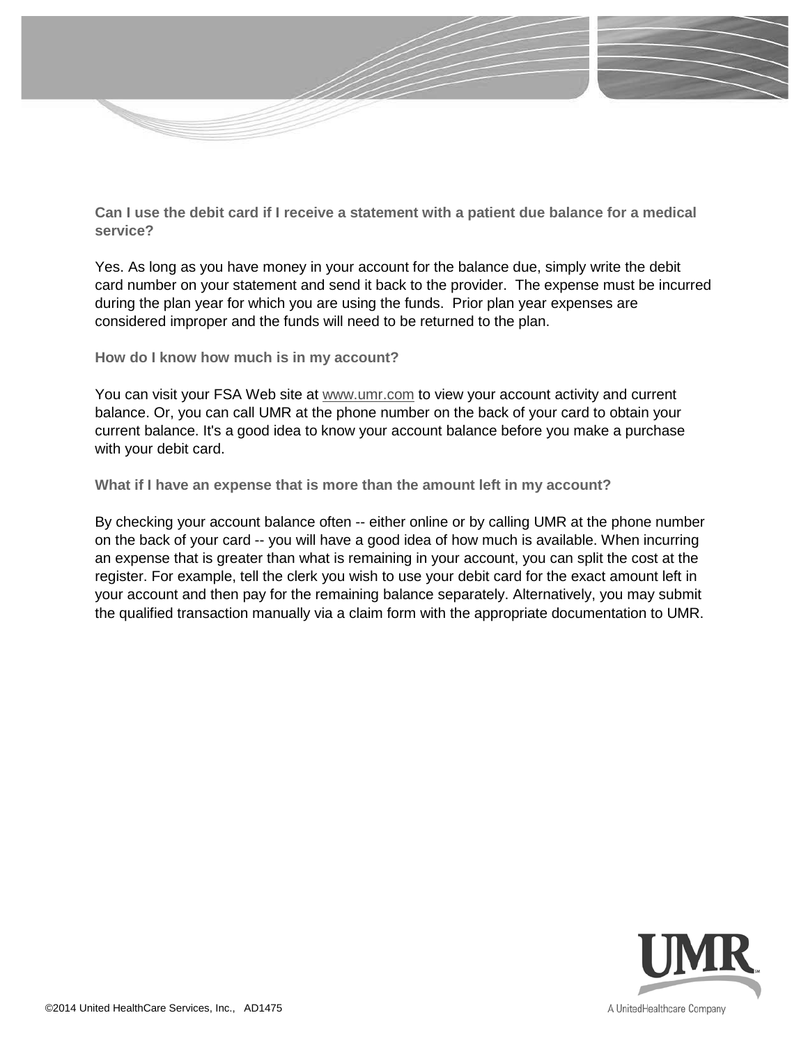**Can I use the debit card if I receive a statement with a patient due balance for a medical service?**

Yes. As long as you have money in your account for the balance due, simply write the debit card number on your statement and send it back to the provider. The expense must be incurred during the plan year for which you are using the funds. Prior plan year expenses are considered improper and the funds will need to be returned to the plan.

**How do I know how much is in my account?**

You can visit your FSA Web site at www.umr.com to view your account activity and current balance. Or, you can call UMR at the phone number on the back of your card to obtain your current balance. It's a good idea to know your account balance before you make a purchase with your debit card.

**What if I have an expense that is more than the amount left in my account?**

By checking your account balance often -- either online or by calling UMR at the phone number on the back of your card -- you will have a good idea of how much is available. When incurring an expense that is greater than what is remaining in your account, you can split the cost at the register. For example, tell the clerk you wish to use your debit card for the exact amount left in your account and then pay for the remaining balance separately. Alternatively, you may submit the qualified transaction manually via a claim form with the appropriate documentation to UMR.

©2014 United HealthCare Services, Inc., AD1475

UMR

A UnitedHealthcare Company